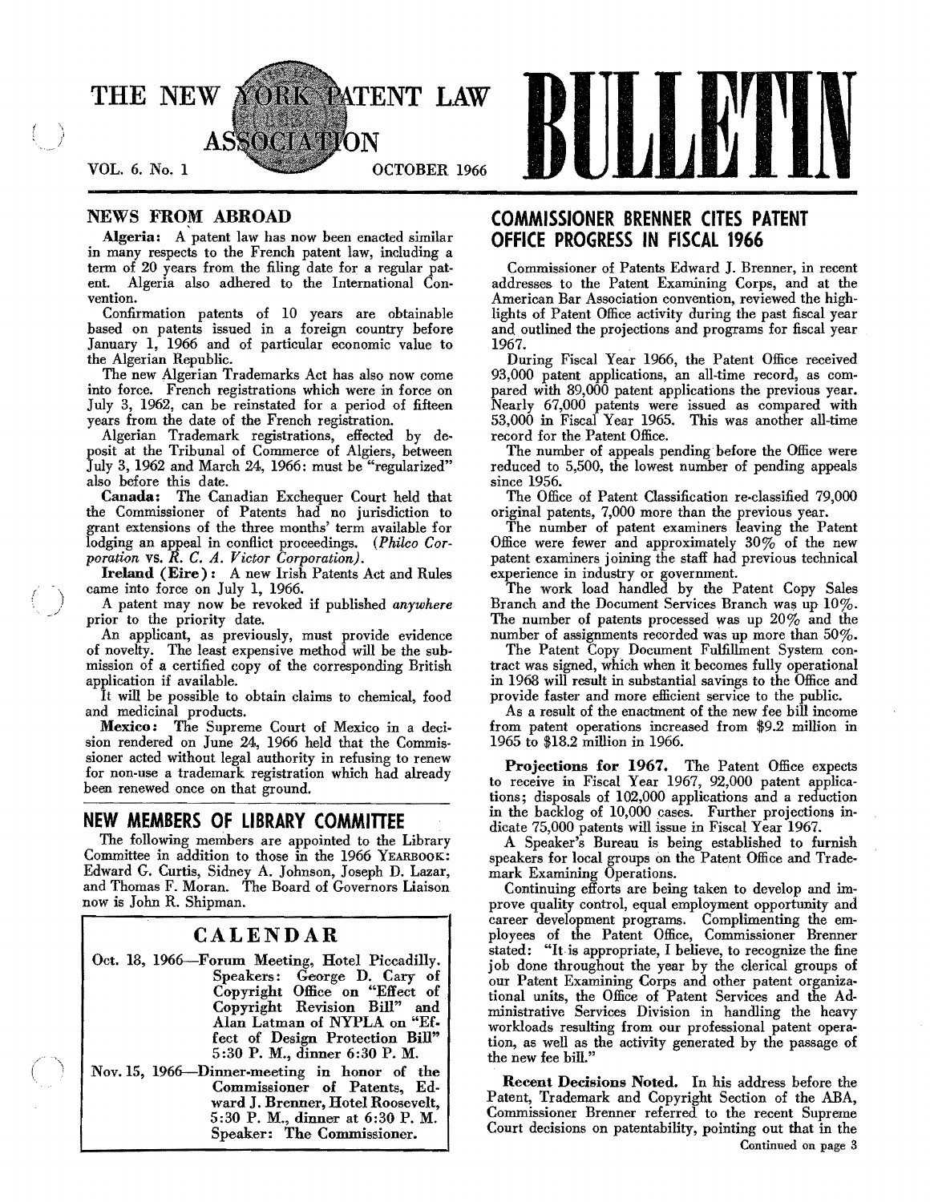# THE NEW YORK PATENT LAW ASSOCIATION BULLETIN

VOL. 6. No. 1 OCTOBER 1966

## NEWS FROM ABROAD

**Algeria:** A patent law has now been enacted similar in many respects to the French patent law, including a term of 20 years from the filing date for a regular patent. Algeria also adhered to the International Convention.

Confirmation patents of 10 years are obtainable based on patents issued in a foreign country before January 1, 1966 and of particular economic value to the Algerian Republic.

The new Algerian Trademarks Act has also now come into force. French registrations which were in force on July 3, 1962, can be reinstated for a period of fifteen years from the date of the French registration.

Algerian Trademark registrations, effected by deposit at the Tribunal of Commerce of Algiers, between July 3, 1962 and March 24, 1966: must be "regularized" also before this date.

**Canada:** The Canadian Exchequer Court held that the Commissioner of Patents had no jurisdiction to grant extensions of the three months' term available for lodging an appeal in conflict proceedings. (*Philco Corporation* vs. *R. C. A. Victor Corporation*).

**Ireland (Eire):** A new Irish Patents Act and Rules came into force on July 1, 1966.

A patent may now be revoked if published *anywhere* prior to the priority date.

An applicant, as previously, must provide evidence of novelty. The least expensive method will be the submission of a certified copy of the corresponding British application if available.

It will be possible to obtain claims to chemical, food and medicinal products.

**Mexico:** The Supreme Court of Mexico in a decision rendered on June 24, 1966 held that the Commissioner acted without legal authority in refusing to renew for non-use a trademark registration which had already been renewed once on that ground.

## NEW MEMBERS OF LIBRARY COMMITTEE

The following members are appointed to the Library Committee in addition to those in the 1966 YEARBOOK: Edward G. Curtis, Sidney A. Johnson, Joseph D. Lazar, and Thomas F. Moran. The Board of Governors Liaison now is John R. Shipman.

### CALENDAR

Oct. 18, 1966—Forum Meeting, Hotel Piccadilly. Speakers: George D. Cary of Copyright Office on "Effect of Copyright Revision Bill" and Alan Latman of NYPLA on "Effect of Design Protection Bill" 5:30 P. M., dinner 6:30 P. M.

Nov. 15, 1966—Dinner-meeting in honor of the Commissioner of Patents, Edward J. Brenner, Hotel Roosevelt, 5:30 P. M., dinner at 6:30 P. M. Speaker: The Commissioner.

## COMMISSIONER BRENNER CITES PATENT OFFICE PROGRESS IN FISCAL 1966

Commissioner of Patents Edward J. Brenner, in recent addresses to the Patent Examining Corps, and at the American Bar Association convention, reviewed the highlights of Patent Office activity during the past fiscal year and outlined the projections and programs for fiscal year 1967.

During Fiscal Year 1966, the Patent Office received 93,000 patent applications, an all-time record, as compared with 89,000 patent applications the previous year. Nearly 67,000 patents were issued as compared with 53,000 in Fiscal Year 1965. This was another all-time record for the Patent Office.

The number of appeals pending before the Office were reduced to 5,500, the lowest number of pending appeals since 1956.

The Office of Patent Classification re-classified 79,000 original patents, 7,000 more than the previous year.

The number of patent examiners leaving the Patent Office were fewer and approximately 30% of the new patent examiners joining the staff had previous technical experience in industry or government.

The work load handled by the Patent Copy Sales Branch and the Document Services Branch was up 10%. The number of patents processed was up 20% and the number of assignments recorded was up more than 50%.

The Patent Copy Document Fulfillment System contract was signed, which when it becomes fully operational in 1968 will result in substantial savings to the Office and provide faster and more efficient service to the public.

As a result of the enactment of the new fee bill income from patent operations increased from $9.2 million in 1965 to $18.2 million in 1966.

**Projections for 1967.** The Patent Office expects to receive in Fiscal Year 1967, 92,000 patent applications; disposals of 102,000 applications and a reduction in the backlog of 10,000 cases. Further projections indicate 75,000 patents will issue in Fiscal Year 1967.

A Speaker's Bureau is being established to furnish speakers for local groups on the Patent Office and Trademark Examining Operations.

Continuing efforts are being taken to develop and improve quality control, equal employment opportunity and career development programs. Complimenting the employees of the Patent Office, Commissioner Brenner stated: "It is appropriate, I believe, to recognize the fine job done throughout the year by the clerical groups of our Patent Examining Corps and other patent organizational units, the Office of Patent Services and the Administrative Services Division in handling the heavy workloads resulting from our professional patent operation, as well as the activity generated by the passage of the new fee bill."

**Recent Decisions Noted.** In his address before the Patent, Trademark and Copyright Section of the ABA, Commissioner Brenner referred to the recent Supreme Court decisions on patentability, pointing out that in the

Continued on page 3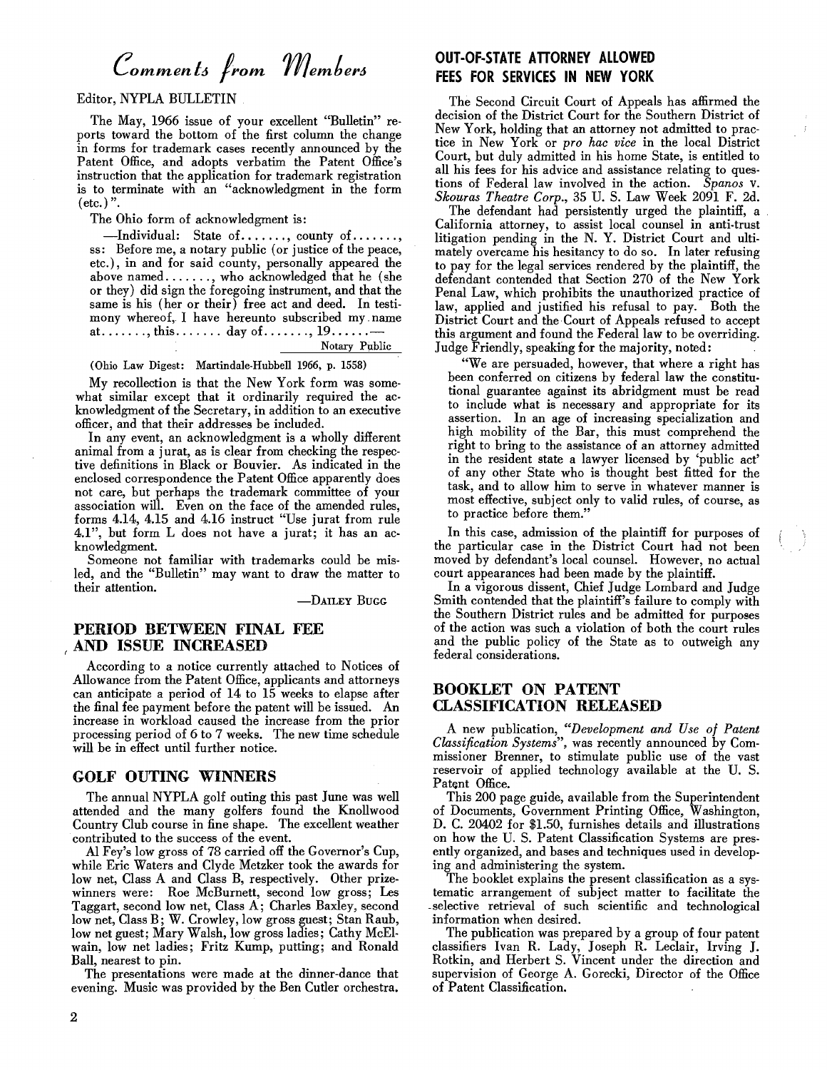# Comments from Members

Editor, NYPLA BULLETIN

The May, 1966 issue of your excellent "Bulletin" reports toward the bottom of the first column the change in forms for trademark cases recently announced by the Patent Office, and adopts verbatim the Patent Office's instruction that the application for trademark registration is to terminate with an "acknowledgment in the form (etc.)".

The Ohio form of acknowledgment is:

—Individual: State of......., county of......., ss: Before me, a notary public (or justice of the peace, etc.), in and for said county, personally appeared the above named......., who acknowledged that he (she or they) did sign the foregoing instrument, and that the same is his (her or their) free act and deed. In testimony whereof, I have hereunto subscribed my name at......., this....... day of......., 19......—

Notary Public

(Ohio Law Digest: Martindale-Hubbell 1966, p. 1558)

My recollection is that the New York form was somewhat similar except that it ordinarily required the acknowledgment of the Secretary, in addition to an executive officer, and that their addresses be included.

In any event, an acknowledgment is a wholly different animal from a jurat, as is clear from checking the respective definitions in Black or Bouvier. As indicated in the enclosed correspondence the Patent Office apparently does not care, but perhaps the trademark committee of your association will. Even on the face of the amended rules, forms 4.14, 4.15 and 4.16 instruct "Use jurat from rule 4.1", but form L does not have a jurat; it has an acknowledgment.

Someone not familiar with trademarks could be misled, and the "Bulletin" may want to draw the matter to their attention.

—DAILEY BUGG

## PERIOD BETWEEN FINAL FEE AND ISSUE INCREASED

According to a notice currently attached to Notices of Allowance from the Patent Office, applicants and attorneys can anticipate a period of 14 to 15 weeks to elapse after the final fee payment before the patent will be issued. An increase in workload caused the increase from the prior processing period of 6 to 7 weeks. The new time schedule will be in effect until further notice.

## GOLF OUTING WINNERS

The annual NYPLA golf outing this past June was well attended and the many golfers found the Knollwood Country Club course in fine shape. The excellent weather contributed to the success of the event.

Al Fey's low gross of 78 carried off the Governor's Cup, while Eric Waters and Clyde Metzker took the awards for low net, Class A and Class B, respectively. Other prizewinners were: Roe McBurnett, second low gross; Les Taggart, second low net, Class A; Charles Baxley, second low net, Class B; W. Crowley, low gross guest; Stan Raub, low net guest; Mary Walsh, low gross ladies; Cathy McElwain, low net ladies; Fritz Kump, putting; and Ronald Ball, nearest to pin.

The presentations were made at the dinner-dance that evening. Music was provided by the Ben Cutler orchestra.

## OUT-OF-STATE ATTORNEY ALLOWED FEES FOR SERVICES IN NEW YORK

The Second Circuit Court of Appeals has affirmed the decision of the District Court for the Southern District of New York, holding that an attorney not admitted to practice in New York or *pro hac vice* in the local District Court, but duly admitted in his home State, is entitled to all his fees for his advice and assistance relating to questions of Federal law involved in the action. *Spanos* v. *Skouras Theatre Corp.*, 35 U. S. Law Week 2091 F. 2d.

The defendant had persistently urged the plaintiff, a California attorney, to assist local counsel in anti-trust litigation pending in the N. Y. District Court and ultimately overcame his hesitancy to do so. In later refusing to pay for the legal services rendered by the plaintiff, the defendant contended that Section 270 of the New York Penal Law, which prohibits the unauthorized practice of law, applied and justified his refusal to pay. Both the District Court and the Court of Appeals refused to accept this argument and found the Federal law to be overriding. Judge Friendly, speaking for the majority, noted:

"We are persuaded, however, that where a right has been conferred on citizens by federal law the constitutional guarantee against its abridgment must be read to include what is necessary and appropriate for its assertion. In an age of increasing specialization and high mobility of the Bar, this must comprehend the right to bring to the assistance of an attorney admitted in the resident state a lawyer licensed by 'public act' of any other State who is thought best fitted for the task, and to allow him to serve in whatever manner is most effective, subject only to valid rules, of course, as to practice before them."

In this case, admission of the plaintiff for purposes of the particular case in the District Court had not been moved by defendant's local counsel. However, no actual court appearances had been made by the plaintiff.

In a vigorous dissent, Chief Judge Lombard and Judge Smith contended that the plaintiff's failure to comply with the Southern District rules and be admitted for purposes of the action was such a violation of both the court rules and the public policy of the State as to outweigh any federal considerations.

## BOOKLET ON PATENT CLASSIFICATION RELEASED

A new publication, *"Development and Use of Patent Classification Systems"*, was recently announced by Commissioner Brenner, to stimulate public use of the vast reservoir of applied technology available at the U. S. Patent Office.

This 200 page guide, available from the Superintendent of Documents, Government Printing Office, Washington, D. C. 20402 for $1.50, furnishes details and illustrations on how the U. S. Patent Classification Systems are presently organized, and bases and techniques used in developing and administering the system.

The booklet explains the present classification as a systematic arrangement of subject matter to facilitate the selective retrieval of such scientific and technological information when desired.

The publication was prepared by a group of four patent classifiers Ivan R. Lady, Joseph R. Leclair, Irving J. Rotkin, and Herbert S. Vincent under the direction and supervision of George A. Gorecki, Director of the Office of Patent Classification.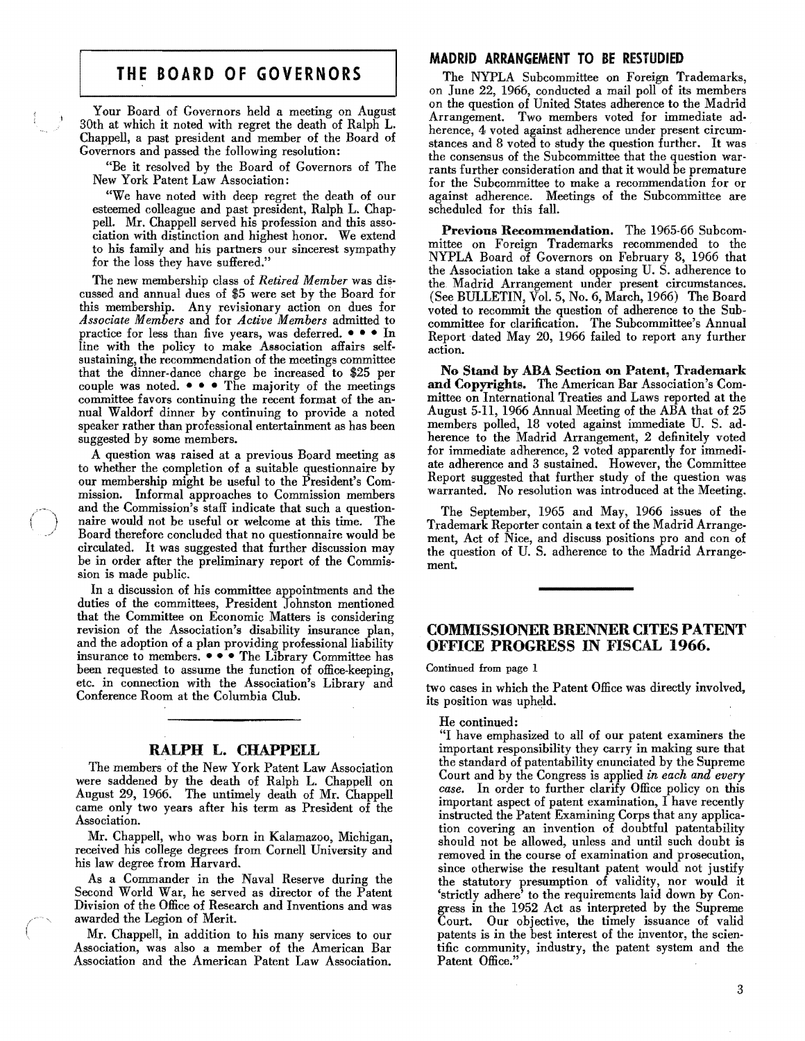## THE BOARD OF GOVERNORS

Your Board of Governors held a meeting on August 30th at which it noted with regret the death of Ralph L. Chappell, a past president and member of the Board of Governors and passed the following resolution:

"Be it resolved by the Board of Governors of The New York Patent Law Association:

"We have noted with deep regret the death of our esteemed colleague and past president, Ralph L. Chappell. Mr. Chappell served his profession and this association with distinction and highest honor. We extend to his family and his partners our sincerest sympathy for the loss they have suffered."

The new membership class of *Retired Member* was discussed and annual dues of $5 were set by the Board for this membership. Any revisionary action on dues for *Associate Members* and for *Active Members* admitted to practice for less than five years, was deferred. • • • In line with the policy to make Association affairs self-sustaining, the recommendation of the meetings committee that the dinner-dance charge be increased to $25 per couple was noted. • • • The majority of the meetings committee favors continuing the recent format of the annual Waldorf dinner by continuing to provide a noted speaker rather than professional entertainment as has been suggested by some members.

A question was raised at a previous Board meeting as to whether the completion of a suitable questionnaire by our membership might be useful to the President's Commission. Informal approaches to Commission members and the Commission's staff indicate that such a questionnaire would not be useful or welcome at this time. The Board therefore concluded that no questionnaire would be circulated. It was suggested that further discussion may be in order after the preliminary report of the Commission is made public.

In a discussion of his committee appointments and the duties of the committees, President Johnston mentioned that the Committee on Economic Matters is considering revision of the Association's disability insurance plan, and the adoption of a plan providing professional liability insurance to members. • • • The Library Committee has been requested to assume the function of office-keeping, etc. in connection with the Association's Library and Conference Room at the Columbia Club.

## RALPH L. CHAPPELL

The members of the New York Patent Law Association were saddened by the death of Ralph L. Chappell on August 29, 1966. The untimely death of Mr. Chappell came only two years after his term as President of the Association.

Mr. Chappell, who was born in Kalamazoo, Michigan, received his college degrees from Cornell University and his law degree from Harvard.

As a Commander in the Naval Reserve during the Second World War, he served as director of the Patent Division of the Office of Research and Inventions and was awarded the Legion of Merit.

Mr. Chappell, in addition to his many services to our Association, was also a member of the American Bar Association and the American Patent Law Association.

## MADRID ARRANGEMENT TO BE RESTUDIED

The NYPLA Subcommittee on Foreign Trademarks, on June 22, 1966, conducted a mail poll of its members on the question of United States adherence to the Madrid Arrangement. Two members voted for immediate adherence, 4 voted against adherence under present circumstances and 8 voted to study the question further. It was the consensus of the Subcommittee that the question warrants further consideration and that it would be premature for the Subcommittee to make a recommendation for or against adherence. Meetings of the Subcommittee are scheduled for this fall.

**Previous Recommendation.** The 1965-66 Subcommittee on Foreign Trademarks recommended to the NYPLA Board of Governors on February 8, 1966 that the Association take a stand opposing U. S. adherence to the Madrid Arrangement under present circumstances. (See BULLETIN, Vol. 5, No. 6, March, 1966) The Board voted to recommit the question of adherence to the Subcommittee for clarification. The Subcommittee's Annual Report dated May 20, 1966 failed to report any further action.

**No Stand by ABA Section on Patent, Trademark and Copyrights.** The American Bar Association's Committee on International Treaties and Laws reported at the August 5-11, 1966 Annual Meeting of the ABA that of 25 members polled, 18 voted against immediate U. S. adherence to the Madrid Arrangement, 2 definitely voted for immediate adherence, 2 voted apparently for immediate adherence and 3 sustained. However, the Committee Report suggested that further study of the question was warranted. No resolution was introduced at the Meeting.

The September, 1965 and May, 1966 issues of the Trademark Reporter contain a text of the Madrid Arrangement, Act of Nice, and discuss positions pro and con of the question of U. S. adherence to the Madrid Arrangement.

## COMMISSIONER BRENNER CITES PATENT OFFICE PROGRESS IN FISCAL 1966.

Continued from page 1

two cases in which the Patent Office was directly involved, its position was upheld.

He continued:

"I have emphasized to all of our patent examiners the important responsibility they carry in making sure that the standard of patentability enunciated by the Supreme Court and by the Congress is applied *in each and every case.* In order to further clarify Office policy on this important aspect of patent examination, I have recently instructed the Patent Examining Corps that any application covering an invention of doubtful patentability should not be allowed, unless and until such doubt is removed in the course of examination and prosecution, since otherwise the resultant patent would not justify the statutory presumption of validity, nor would it 'strictly adhere' to the requirements laid down by Congress in the 1952 Act as interpreted by the Supreme Court. Our objective, the timely issuance of valid patents is in the best interest of the inventor, the scientific community, industry, the patent system and the Patent Office."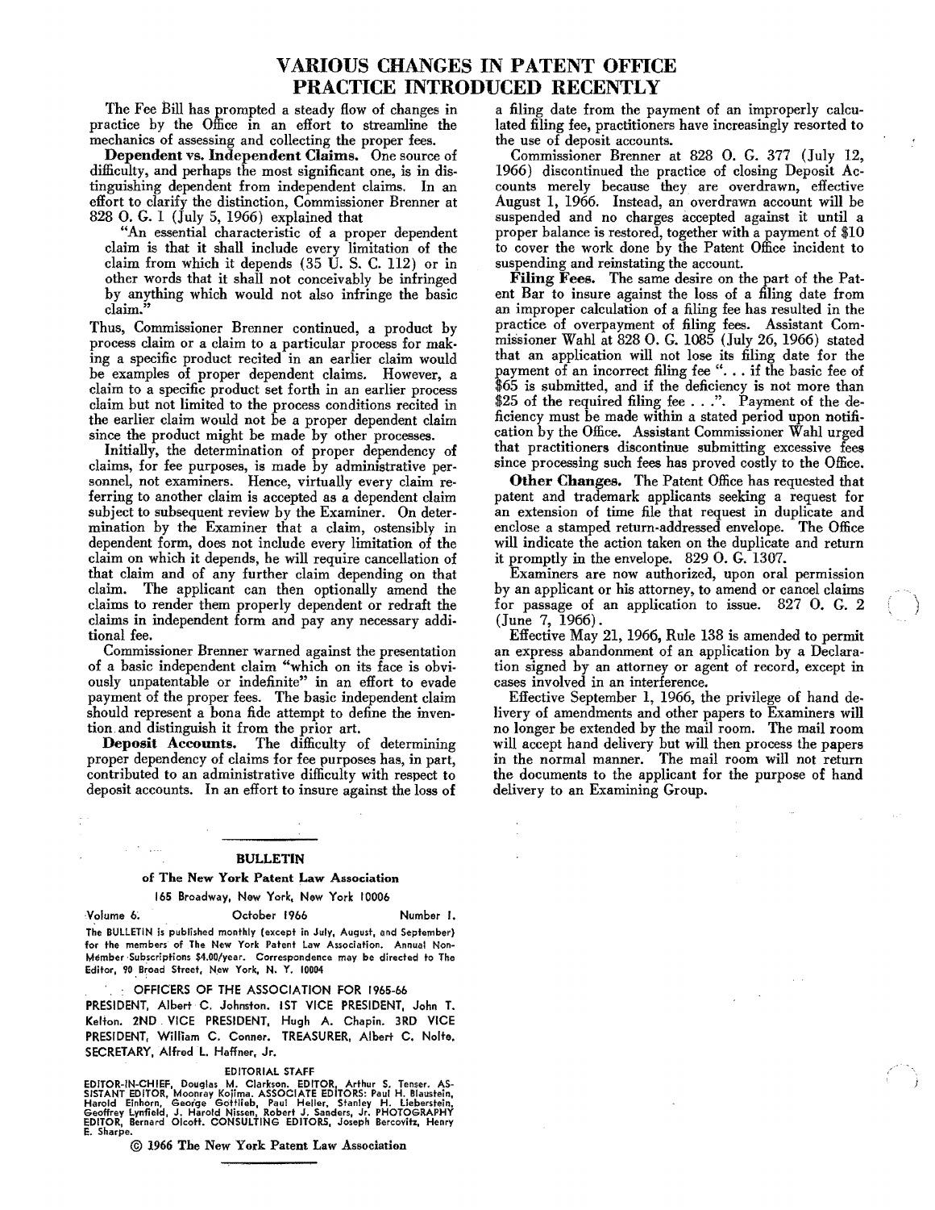## VARIOUS CHANGES IN PATENT OFFICE PRACTICE INTRODUCED RECENTLY

The Fee Bill has prompted a steady flow of changes in practice by the Office in an effort to streamline the mechanics of assessing and collecting the proper fees.

**Dependent vs. Independent Claims.** One source of difficulty, and perhaps the most significant one, is in distinguishing dependent from independent claims. In an effort to clarify the distinction, Commissioner Brenner at 828 O. G. 1 (July 5, 1966) explained that

> "An essential characteristic of a proper dependent claim is that it shall include every limitation of the claim from which it depends (35 U. S. C. 112) or in other words that it shall not conceivably be infringed by anything which would not also infringe the basic claim."

Thus, Commissioner Brenner continued, a product by process claim or a claim to a particular process for making a specific product recited in an earlier claim would be examples of proper dependent claims. However, a claim to a specific product set forth in an earlier process claim but not limited to the process conditions recited in the earlier claim would not be a proper dependent claim since the product might be made by other processes.

Initially, the determination of proper dependency of claims, for fee purposes, is made by administrative personnel, not examiners. Hence, virtually every claim referring to another claim is accepted as a dependent claim subject to subsequent review by the Examiner. On determination by the Examiner that a claim, ostensibly in dependent form, does not include every limitation of the claim on which it depends, he will require cancellation of that claim and of any further claim depending on that claim. The applicant can then optionally amend the claims to render them properly dependent or redraft the claims in independent form and pay any necessary additional fee.

Commissioner Brenner warned against the presentation of a basic independent claim "which on its face is obviously unpatentable or indefinite" in an effort to evade payment of the proper fees. The basic independent claim should represent a bona fide attempt to define the invention and distinguish it from the prior art.

**Deposit Accounts.** The difficulty of determining proper dependency of claims for fee purposes has, in part, contributed to an administrative difficulty with respect to deposit accounts. In an effort to insure against the loss of a filing date from the payment of an improperly calculated filing fee, practitioners have increasingly resorted to the use of deposit accounts.

Commissioner Brenner at 828 O. G. 377 (July 12, 1966) discontinued the practice of closing Deposit Accounts merely because they are overdrawn, effective August 1, 1966. Instead, an overdrawn account will be suspended and no charges accepted against it until a proper balance is restored, together with a payment of $10 to cover the work done by the Patent Office incident to suspending and reinstating the account.

**Filing Fees.** The same desire on the part of the Patent Bar to insure against the loss of a filing date from an improper calculation of a filing fee has resulted in the practice of overpayment of filing fees. Assistant Commissioner Wahl at 828 O. G. 1085 (July 26, 1966) stated that an application will not lose its filing date for the payment of an incorrect filing fee ". . . if the basic fee of $65 is submitted, and if the deficiency is not more than $25 of the required filing fee . . .". Payment of the deficiency must be made within a stated period upon notification by the Office. Assistant Commissioner Wahl urged that practitioners discontinue submitting excessive fees since processing such fees has proved costly to the Office.

**Other Changes.** The Patent Office has requested that patent and trademark applicants seeking a request for an extension of time file that request in duplicate and enclose a stamped return-addressed envelope. The Office will indicate the action taken on the duplicate and return it promptly in the envelope. 829 O. G. 1307.

Examiners are now authorized, upon oral permission by an applicant or his attorney, to amend or cancel claims for passage of an application to issue. 827 O. G. 2 (June 7, 1966).

Effective May 21, 1966, Rule 138 is amended to permit an express abandonment of an application by a Declaration signed by an attorney or agent of record, except in cases involved in an interference.

Effective September 1, 1966, the privilege of hand delivery of amendments and other papers to Examiners will no longer be extended by the mail room. The mail room will accept hand delivery but will then process the papers in the normal manner. The mail room will not return the documents to the applicant for the purpose of hand delivery to an Examining Group.

---

**BULLETIN**

**of The New York Patent Law Association**

165 Broadway, New York, New York 10006

Volume 6. October 1966 Number 1.

The BULLETIN is published monthly (except in July, August, and September) for the members of The New York Patent Law Association. Annual Non-Member Subscriptions $4.00/year. Correspondence may be directed to The Editor, 90 Broad Street, New York, N. Y. 10004

OFFICERS OF THE ASSOCIATION FOR 1965-66

PRESIDENT, Albert C. Johnston. 1ST VICE PRESIDENT, John T. Kelton. 2ND VICE PRESIDENT, Hugh A. Chapin. 3RD VICE PRESIDENT, William C. Conner. TREASURER, Albert C. Nolte. SECRETARY, Alfred L. Haffner, Jr.

EDITORIAL STAFF

EDITOR-IN-CHIEF, Douglas M. Clarkson. EDITOR, Arthur S. Tenser. ASSISTANT EDITOR, Moonray Kojima. ASSOCIATE EDITORS: Paul H. Blaustein, Harold Einhorn, George Gottlieb, Paul Heller, Stanley H. Lieberstein, Geoffrey Lynfield, J. Harold Nissen, Robert J. Sanders, Jr. PHOTOGRAPHY EDITOR, Bernard Olcott. CONSULTING EDITORS, Joseph Bercovitz, Henry E. Sharpe.

© 1966 The New York Patent Law Association